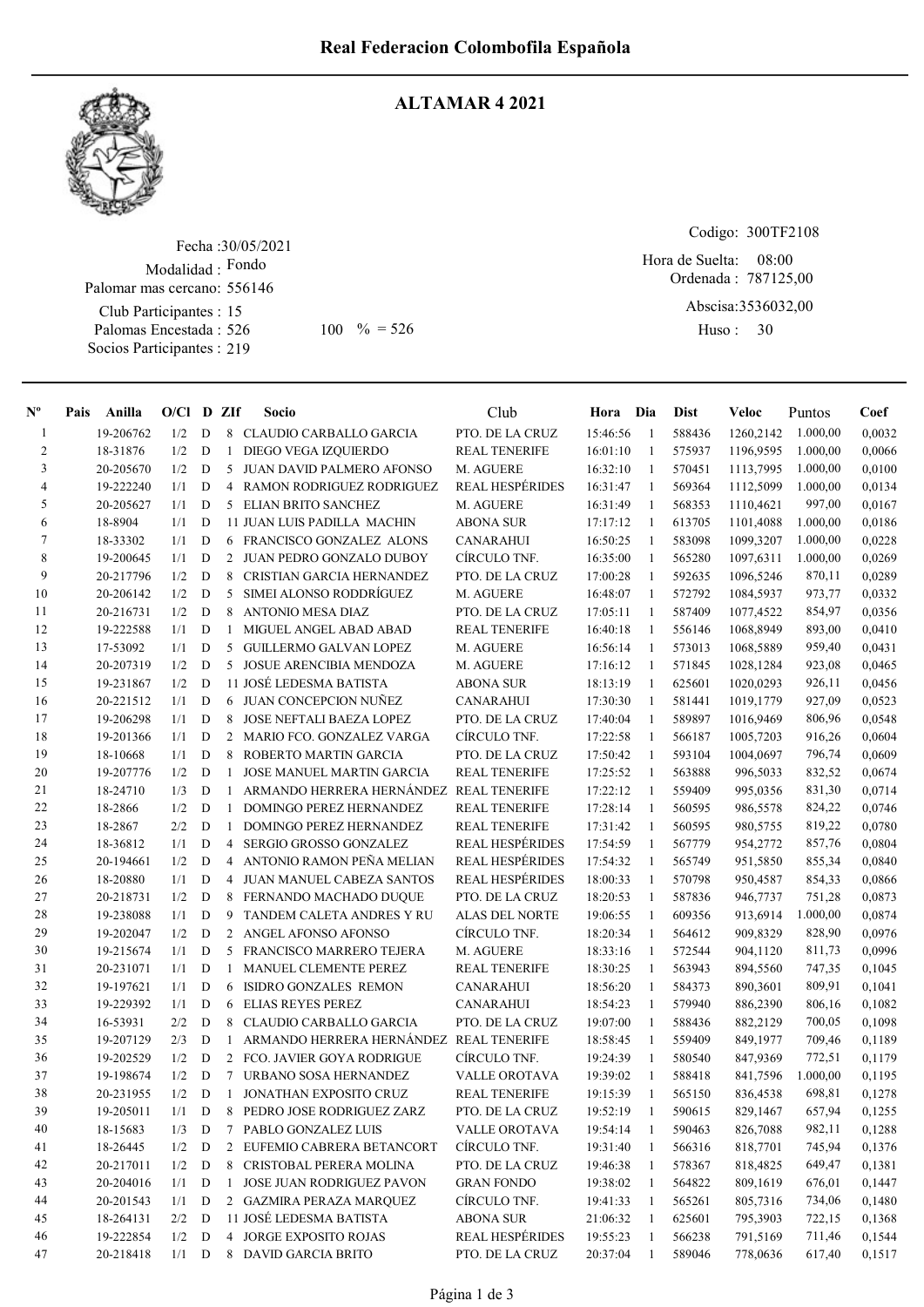# Real Federacion Colombofila Española

## ALTAMAR 4 2021

Fecha :30/05/2021
Modalidad : Fondo
Palomar mas cercano: 556146
Club Participantes : 15
Palomas Encestada : 526 100 % = 526
Socios Participantes : 219

Codigo: 300TF2108
Hora de Suelta: 08:00
Ordenada : 787125,00
Abscisa:3536032,00
Huso : 30

| Nº | Pais | Anilla | O/Cl | D | ZIf | Socio | Club | Hora | Dia | Dist | Veloc | Puntos | Coef |
|---|---|---|---|---|---|---|---|---|---|---|---|---|---|
| 1 | | 19-206762 | 1/2 | D | 8 | CLAUDIO CARBALLO GARCIA | PTO. DE LA CRUZ | 15:46:56 | 1 | 588436 | 1260,2142 | 1.000,00 | 0,0032 |
| 2 | | 18-31876 | 1/2 | D | 1 | DIEGO VEGA IZQUIERDO | REAL TENERIFE | 16:01:10 | 1 | 575937 | 1196,9595 | 1.000,00 | 0,0066 |
| 3 | | 20-205670 | 1/2 | D | 5 | JUAN DAVID PALMERO AFONSO | M. AGUERE | 16:32:10 | 1 | 570451 | 1113,7995 | 1.000,00 | 0,0100 |
| 4 | | 19-222240 | 1/1 | D | 4 | RAMON RODRIGUEZ RODRIGUEZ | REAL HESPÉRIDES | 16:31:47 | 1 | 569364 | 1112,5099 | 1.000,00 | 0,0134 |
| 5 | | 20-205627 | 1/1 | D | 5 | ELIAN BRITO SANCHEZ | M. AGUERE | 16:31:49 | 1 | 568353 | 1110,4621 | 997,00 | 0,0167 |
| 6 | | 18-8904 | 1/1 | D | 11 | JUAN LUIS PADILLA MACHIN | ABONA SUR | 17:17:12 | 1 | 613705 | 1101,4088 | 1.000,00 | 0,0186 |
| 7 | | 18-33302 | 1/1 | D | 6 | FRANCISCO GONZALEZ ALONS | CANARAHUI | 16:50:25 | 1 | 583098 | 1099,3207 | 1.000,00 | 0,0228 |
| 8 | | 19-200645 | 1/1 | D | 2 | JUAN PEDRO GONZALO DUBOY | CÍRCULO TNF. | 16:35:00 | 1 | 565280 | 1097,6311 | 1.000,00 | 0,0269 |
| 9 | | 20-217796 | 1/2 | D | 8 | CRISTIAN GARCIA HERNANDEZ | PTO. DE LA CRUZ | 17:00:28 | 1 | 592635 | 1096,5246 | 870,11 | 0,0289 |
| 10 | | 20-206142 | 1/2 | D | 5 | SIMEI ALONSO RODDRÍGUEZ | M. AGUERE | 16:48:07 | 1 | 572792 | 1084,5937 | 973,77 | 0,0332 |
| 11 | | 20-216731 | 1/2 | D | 8 | ANTONIO MESA DIAZ | PTO. DE LA CRUZ | 17:05:11 | 1 | 587409 | 1077,4522 | 854,97 | 0,0356 |
| 12 | | 19-222588 | 1/1 | D | 1 | MIGUEL ANGEL ABAD ABAD | REAL TENERIFE | 16:40:18 | 1 | 556146 | 1068,8949 | 893,00 | 0,0410 |
| 13 | | 17-53092 | 1/1 | D | 5 | GUILLERMO GALVAN LOPEZ | M. AGUERE | 16:56:14 | 1 | 573013 | 1068,5889 | 959,40 | 0,0431 |
| 14 | | 20-207319 | 1/2 | D | 5 | JOSUE ARENCIBIA MENDOZA | M. AGUERE | 17:16:12 | 1 | 571845 | 1028,1284 | 923,08 | 0,0465 |
| 15 | | 19-231867 | 1/2 | D | 11 | JOSÉ LEDESMA BATISTA | ABONA SUR | 18:13:19 | 1 | 625601 | 1020,0293 | 926,11 | 0,0456 |
| 16 | | 20-221512 | 1/1 | D | 6 | JUAN CONCEPCION NUÑEZ | CANARAHUI | 17:30:30 | 1 | 581441 | 1019,1779 | 927,09 | 0,0523 |
| 17 | | 19-206298 | 1/1 | D | 8 | JOSE NEFTALI BAEZA LOPEZ | PTO. DE LA CRUZ | 17:40:04 | 1 | 589897 | 1016,9469 | 806,96 | 0,0548 |
| 18 | | 19-201366 | 1/1 | D | 2 | MARIO FCO. GONZALEZ VARGA | CÍRCULO TNF. | 17:22:58 | 1 | 566187 | 1005,7203 | 916,26 | 0,0604 |
| 19 | | 18-10668 | 1/1 | D | 8 | ROBERTO MARTIN GARCIA | PTO. DE LA CRUZ | 17:50:42 | 1 | 593104 | 1004,0697 | 796,74 | 0,0609 |
| 20 | | 19-207776 | 1/2 | D | 1 | JOSE MANUEL MARTIN GARCIA | REAL TENERIFE | 17:25:52 | 1 | 563888 | 996,5033 | 832,52 | 0,0674 |
| 21 | | 18-24710 | 1/3 | D | 1 | ARMANDO HERRERA HERNÁNDEZ | REAL TENERIFE | 17:22:12 | 1 | 559409 | 995,0356 | 831,30 | 0,0714 |
| 22 | | 18-2866 | 1/2 | D | 1 | DOMINGO PEREZ HERNANDEZ | REAL TENERIFE | 17:28:14 | 1 | 560595 | 986,5578 | 824,22 | 0,0746 |
| 23 | | 18-2867 | 2/2 | D | 1 | DOMINGO PEREZ HERNANDEZ | REAL TENERIFE | 17:31:42 | 1 | 560595 | 980,5755 | 819,22 | 0,0780 |
| 24 | | 18-36812 | 1/1 | D | 4 | SERGIO GROSSO GONZALEZ | REAL HESPÉRIDES | 17:54:59 | 1 | 567779 | 954,2772 | 857,76 | 0,0804 |
| 25 | | 20-194661 | 1/2 | D | 4 | ANTONIO RAMON PEÑA MELIAN | REAL HESPÉRIDES | 17:54:32 | 1 | 565749 | 951,5850 | 855,34 | 0,0840 |
| 26 | | 18-20880 | 1/1 | D | 4 | JUAN MANUEL CABEZA SANTOS | REAL HESPÉRIDES | 18:00:33 | 1 | 570798 | 950,4587 | 854,33 | 0,0866 |
| 27 | | 20-218731 | 1/2 | D | 8 | FERNANDO MACHADO DUQUE | PTO. DE LA CRUZ | 18:20:53 | 1 | 587836 | 946,7737 | 751,28 | 0,0873 |
| 28 | | 19-238088 | 1/1 | D | 9 | TANDEM CALETA ANDRES Y RU | ALAS DEL NORTE | 19:06:55 | 1 | 609356 | 913,6914 | 1.000,00 | 0,0874 |
| 29 | | 19-202047 | 1/2 | D | 2 | ANGEL AFONSO AFONSO | CÍRCULO TNF. | 18:20:34 | 1 | 564612 | 909,8329 | 828,90 | 0,0976 |
| 30 | | 19-215674 | 1/1 | D | 5 | FRANCISCO MARRERO TEJERA | M. AGUERE | 18:33:16 | 1 | 572544 | 904,1120 | 811,73 | 0,0996 |
| 31 | | 20-231071 | 1/1 | D | 1 | MANUEL CLEMENTE PEREZ | REAL TENERIFE | 18:30:25 | 1 | 563943 | 894,5560 | 747,35 | 0,1045 |
| 32 | | 19-197621 | 1/1 | D | 6 | ISIDRO GONZALES REMON | CANARAHUI | 18:56:20 | 1 | 584373 | 890,3601 | 809,91 | 0,1041 |
| 33 | | 19-229392 | 1/1 | D | 6 | ELIAS REYES PEREZ | CANARAHUI | 18:54:23 | 1 | 579940 | 886,2390 | 806,16 | 0,1082 |
| 34 | | 16-53931 | 2/2 | D | 8 | CLAUDIO CARBALLO GARCIA | PTO. DE LA CRUZ | 19:07:00 | 1 | 588436 | 882,2129 | 700,05 | 0,1098 |
| 35 | | 19-207129 | 2/3 | D | 1 | ARMANDO HERRERA HERNÁNDEZ | REAL TENERIFE | 18:58:45 | 1 | 559409 | 849,1977 | 709,46 | 0,1189 |
| 36 | | 19-202529 | 1/2 | D | 2 | FCO. JAVIER GOYA RODRIGUE | CÍRCULO TNF. | 19:24:39 | 1 | 580540 | 847,9369 | 772,51 | 0,1179 |
| 37 | | 19-198674 | 1/2 | D | 7 | URBANO SOSA HERNANDEZ | VALLE OROTAVA | 19:39:02 | 1 | 588418 | 841,7596 | 1.000,00 | 0,1195 |
| 38 | | 20-231955 | 1/2 | D | 1 | JONATHAN EXPOSITO CRUZ | REAL TENERIFE | 19:15:39 | 1 | 565150 | 836,4538 | 698,81 | 0,1278 |
| 39 | | 19-205011 | 1/1 | D | 8 | PEDRO JOSE RODRIGUEZ ZARZ | PTO. DE LA CRUZ | 19:52:19 | 1 | 590615 | 829,1467 | 657,94 | 0,1255 |
| 40 | | 18-15683 | 1/3 | D | 7 | PABLO GONZALEZ LUIS | VALLE OROTAVA | 19:54:14 | 1 | 590463 | 826,7088 | 982,11 | 0,1288 |
| 41 | | 18-26445 | 1/2 | D | 2 | EUFEMIO CABRERA BETANCORT | CÍRCULO TNF. | 19:31:40 | 1 | 566316 | 818,7701 | 745,94 | 0,1376 |
| 42 | | 20-217011 | 1/2 | D | 8 | CRISTOBAL PERERA MOLINA | PTO. DE LA CRUZ | 19:46:38 | 1 | 578367 | 818,4825 | 649,47 | 0,1381 |
| 43 | | 20-204016 | 1/1 | D | 1 | JOSE JUAN RODRIGUEZ PAVON | GRAN FONDO | 19:38:02 | 1 | 564822 | 809,1619 | 676,01 | 0,1447 |
| 44 | | 20-201543 | 1/1 | D | 2 | GAZMIRA PERAZA MARQUEZ | CÍRCULO TNF. | 19:41:33 | 1 | 565261 | 805,7316 | 734,06 | 0,1480 |
| 45 | | 18-264131 | 2/2 | D | 11 | JOSÉ LEDESMA BATISTA | ABONA SUR | 21:06:32 | 1 | 625601 | 795,3903 | 722,15 | 0,1368 |
| 46 | | 19-222854 | 1/2 | D | 4 | JORGE EXPOSITO ROJAS | REAL HESPÉRIDES | 19:55:23 | 1 | 566238 | 791,5169 | 711,46 | 0,1544 |
| 47 | | 20-218418 | 1/1 | D | 8 | DAVID GARCIA BRITO | PTO. DE LA CRUZ | 20:37:04 | 1 | 589046 | 778,0636 | 617,40 | 0,1517 |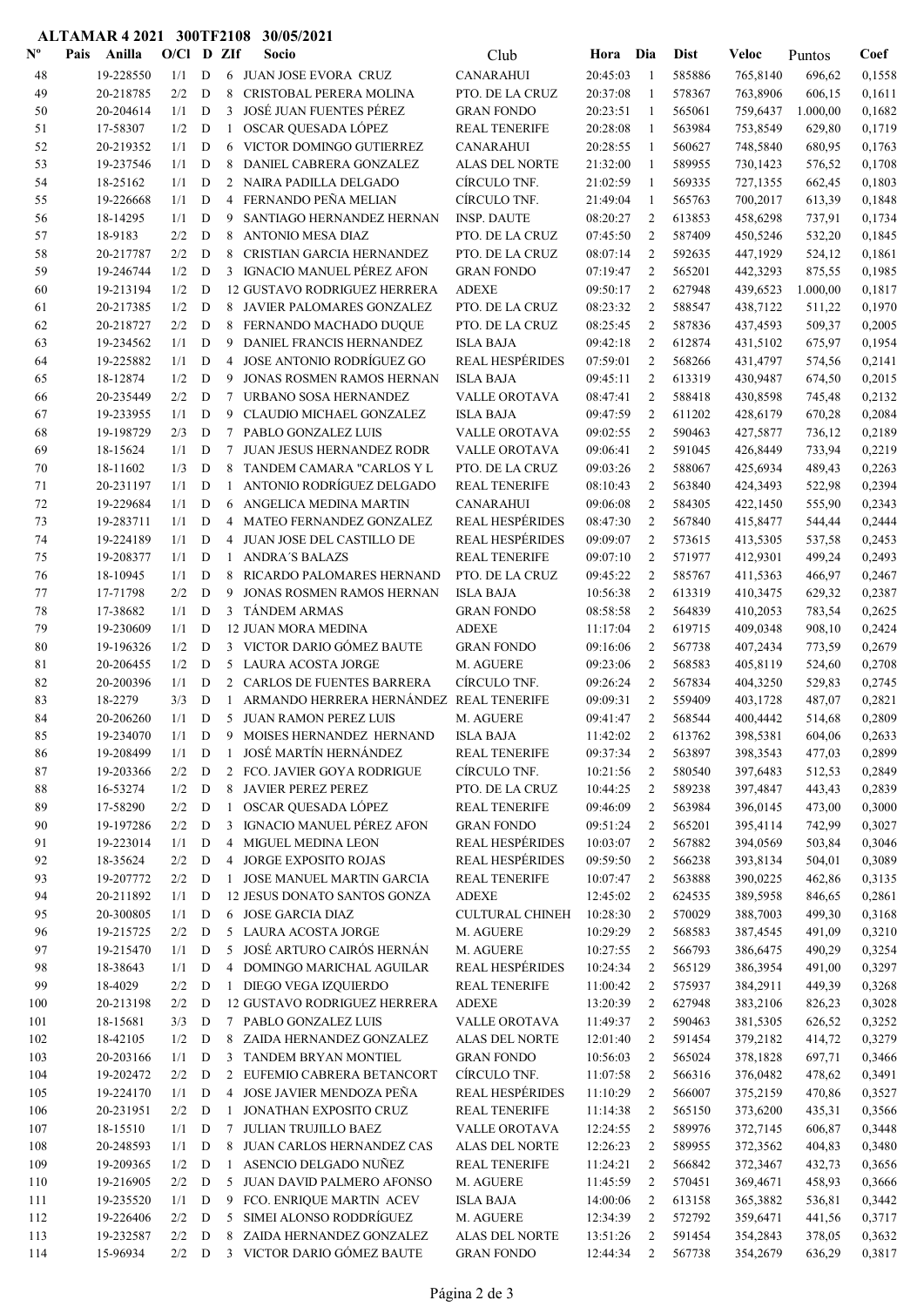**ALTAMAR 4 2021 300TF2108 30/05/2021**

| Nº | Pais | Anilla | O/Cl | D | ZIf | Socio | Club | Hora | Dia | Dist | Veloc | Puntos | Coef |
|---|---|---|---|---|---|---|---|---|---|---|---|---|---|
| 48 | | 19-228550 | 1/1 | D | 6 | JUAN JOSE EVORA CRUZ | CANARAHUI | 20:45:03 | 1 | 585886 | 765,8140 | 696,62 | 0,1558 |
| 49 | | 20-218785 | 2/2 | D | 8 | CRISTOBAL PERERA MOLINA | PTO. DE LA CRUZ | 20:37:08 | 1 | 578367 | 763,8906 | 606,15 | 0,1611 |
| 50 | | 20-204614 | 1/1 | D | 3 | JOSÉ JUAN FUENTES PÉREZ | GRAN FONDO | 20:23:51 | 1 | 565061 | 759,6437 | 1.000,00 | 0,1682 |
| 51 | | 17-58307 | 1/2 | D | 1 | OSCAR QUESADA LÓPEZ | REAL TENERIFE | 20:28:08 | 1 | 563984 | 753,8549 | 629,80 | 0,1719 |
| 52 | | 20-219352 | 1/1 | D | 6 | VICTOR DOMINGO GUTIERREZ | CANARAHUI | 20:28:55 | 1 | 560627 | 748,5840 | 680,95 | 0,1763 |
| 53 | | 19-237546 | 1/1 | D | 8 | DANIEL CABRERA GONZALEZ | ALAS DEL NORTE | 21:32:00 | 1 | 589955 | 730,1423 | 576,52 | 0,1708 |
| 54 | | 18-25162 | 1/1 | D | 2 | NAIRA PADILLA DELGADO | CÍRCULO TNF. | 21:02:59 | 1 | 569335 | 727,1355 | 662,45 | 0,1803 |
| 55 | | 19-226668 | 1/1 | D | 4 | FERNANDO PEÑA MELIAN | CÍRCULO TNF. | 21:49:04 | 1 | 565763 | 700,2017 | 613,39 | 0,1848 |
| 56 | | 18-14295 | 1/1 | D | 9 | SANTIAGO HERNANDEZ HERNAN | INSP. DAUTE | 08:20:27 | 2 | 613853 | 458,6298 | 737,91 | 0,1734 |
| 57 | | 18-9183 | 2/2 | D | 8 | ANTONIO MESA DIAZ | PTO. DE LA CRUZ | 07:45:50 | 2 | 587409 | 450,5246 | 532,20 | 0,1845 |
| 58 | | 20-217787 | 2/2 | D | 8 | CRISTIAN GARCIA HERNANDEZ | PTO. DE LA CRUZ | 08:07:14 | 2 | 592635 | 447,1929 | 524,12 | 0,1861 |
| 59 | | 19-246744 | 1/2 | D | 3 | IGNACIO MANUEL PÉREZ AFON | GRAN FONDO | 07:19:47 | 2 | 565201 | 442,3293 | 875,55 | 0,1985 |
| 60 | | 19-213194 | 1/2 | D | 12 | GUSTAVO RODRIGUEZ HERRERA | ADEXE | 09:50:17 | 2 | 627948 | 439,6523 | 1.000,00 | 0,1817 |
| 61 | | 20-217385 | 1/2 | D | 8 | JAVIER PALOMARES GONZALEZ | PTO. DE LA CRUZ | 08:23:32 | 2 | 588547 | 438,7122 | 511,22 | 0,1970 |
| 62 | | 20-218727 | 2/2 | D | 8 | FERNANDO MACHADO DUQUE | PTO. DE LA CRUZ | 08:25:45 | 2 | 587836 | 437,4593 | 509,37 | 0,2005 |
| 63 | | 19-234562 | 1/1 | D | 9 | DANIEL FRANCIS HERNANDEZ | ISLA BAJA | 09:42:18 | 2 | 612874 | 431,5102 | 675,97 | 0,1954 |
| 64 | | 19-225882 | 1/1 | D | 4 | JOSE ANTONIO RODRÍGUEZ GO | REAL HESPÉRIDES | 07:59:01 | 2 | 568266 | 431,4797 | 574,56 | 0,2141 |
| 65 | | 18-12874 | 1/2 | D | 9 | JONAS ROSMEN RAMOS HERNAN | ISLA BAJA | 09:45:11 | 2 | 613319 | 430,9487 | 674,50 | 0,2015 |
| 66 | | 20-235449 | 2/2 | D | 7 | URBANO SOSA HERNANDEZ | VALLE OROTAVA | 08:47:41 | 2 | 588418 | 430,8598 | 745,48 | 0,2132 |
| 67 | | 19-233955 | 1/1 | D | 9 | CLAUDIO MICHAEL GONZALEZ | ISLA BAJA | 09:47:59 | 2 | 611202 | 428,6179 | 670,28 | 0,2084 |
| 68 | | 19-198729 | 2/3 | D | 7 | PABLO GONZALEZ LUIS | VALLE OROTAVA | 09:02:55 | 2 | 590463 | 427,5877 | 736,12 | 0,2189 |
| 69 | | 18-15624 | 1/1 | D | 7 | JUAN JESUS HERNANDEZ RODR | VALLE OROTAVA | 09:06:41 | 2 | 591045 | 426,8449 | 733,94 | 0,2219 |
| 70 | | 18-11602 | 1/3 | D | 8 | TANDEM CAMARA "CARLOS Y L | PTO. DE LA CRUZ | 09:03:26 | 2 | 588067 | 425,6934 | 489,43 | 0,2263 |
| 71 | | 20-231197 | 1/1 | D | 1 | ANTONIO RODRÍGUEZ DELGADO | REAL TENERIFE | 08:10:43 | 2 | 563840 | 424,3493 | 522,98 | 0,2394 |
| 72 | | 19-229684 | 1/1 | D | 6 | ANGELICA MEDINA MARTIN | CANARAHUI | 09:06:08 | 2 | 584305 | 422,1450 | 555,90 | 0,2343 |
| 73 | | 19-283711 | 1/1 | D | 4 | MATEO FERNANDEZ GONZALEZ | REAL HESPÉRIDES | 08:47:30 | 2 | 567840 | 415,8477 | 544,44 | 0,2444 |
| 74 | | 19-224189 | 1/1 | D | 4 | JUAN JOSE DEL CASTILLO DE | REAL HESPÉRIDES | 09:09:07 | 2 | 573615 | 413,5305 | 537,58 | 0,2453 |
| 75 | | 19-208377 | 1/1 | D | 1 | ANDRA´S BALAZS | REAL TENERIFE | 09:07:10 | 2 | 571977 | 412,9301 | 499,24 | 0,2493 |
| 76 | | 18-10945 | 1/1 | D | 8 | RICARDO PALOMARES HERNAND | PTO. DE LA CRUZ | 09:45:22 | 2 | 585767 | 411,5363 | 466,97 | 0,2467 |
| 77 | | 17-71798 | 2/2 | D | 9 | JONAS ROSMEN RAMOS HERNAN | ISLA BAJA | 10:56:38 | 2 | 613319 | 410,3475 | 629,32 | 0,2387 |
| 78 | | 17-38682 | 1/1 | D | 3 | TÁNDEM ARMAS | GRAN FONDO | 08:58:58 | 2 | 564839 | 410,2053 | 783,54 | 0,2625 |
| 79 | | 19-230609 | 1/1 | D | 12 | JUAN MORA MEDINA | ADEXE | 11:17:04 | 2 | 619715 | 409,0348 | 908,10 | 0,2424 |
| 80 | | 19-196326 | 1/2 | D | 3 | VICTOR DARIO GÓMEZ BAUTE | GRAN FONDO | 09:16:06 | 2 | 567738 | 407,2434 | 773,59 | 0,2679 |
| 81 | | 20-206455 | 1/2 | D | 5 | LAURA ACOSTA JORGE | M. AGUERE | 09:23:06 | 2 | 568583 | 405,8119 | 524,60 | 0,2708 |
| 82 | | 20-200396 | 1/1 | D | 2 | CARLOS DE FUENTES BARRERA | CÍRCULO TNF. | 09:26:24 | 2 | 567834 | 404,3250 | 529,83 | 0,2745 |
| 83 | | 18-2279 | 3/3 | D | 1 | ARMANDO HERRERA HERNÁNDEZ | REAL TENERIFE | 09:09:31 | 2 | 559409 | 403,1728 | 487,07 | 0,2821 |
| 84 | | 20-206260 | 1/1 | D | 5 | JUAN RAMON PEREZ LUIS | M. AGUERE | 09:41:47 | 2 | 568544 | 400,4442 | 514,68 | 0,2809 |
| 85 | | 19-234070 | 1/1 | D | 9 | MOISES HERNANDEZ HERNAND | ISLA BAJA | 11:42:02 | 2 | 613762 | 398,5381 | 604,06 | 0,2633 |
| 86 | | 19-208499 | 1/1 | D | 1 | JOSÉ MARTÍN HERNÁNDEZ | REAL TENERIFE | 09:37:34 | 2 | 563897 | 398,3543 | 477,03 | 0,2899 |
| 87 | | 19-203366 | 2/2 | D | 2 | FCO. JAVIER GOYA RODRIGUE | CÍRCULO TNF. | 10:21:56 | 2 | 580540 | 397,6483 | 512,53 | 0,2849 |
| 88 | | 16-53274 | 1/2 | D | 8 | JAVIER PEREZ PEREZ | PTO. DE LA CRUZ | 10:44:25 | 2 | 589238 | 397,4847 | 443,43 | 0,2839 |
| 89 | | 17-58290 | 2/2 | D | 1 | OSCAR QUESADA LÓPEZ | REAL TENERIFE | 09:46:09 | 2 | 563984 | 396,0145 | 473,00 | 0,3000 |
| 90 | | 19-197286 | 2/2 | D | 3 | IGNACIO MANUEL PÉREZ AFON | GRAN FONDO | 09:51:24 | 2 | 565201 | 395,4114 | 742,99 | 0,3027 |
| 91 | | 19-223014 | 1/1 | D | 4 | MIGUEL MEDINA LEON | REAL HESPÉRIDES | 10:03:07 | 2 | 567882 | 394,0569 | 503,84 | 0,3046 |
| 92 | | 18-35624 | 2/2 | D | 4 | JORGE EXPOSITO ROJAS | REAL HESPÉRIDES | 09:59:50 | 2 | 566238 | 393,8134 | 504,01 | 0,3089 |
| 93 | | 19-207772 | 2/2 | D | 1 | JOSE MANUEL MARTIN GARCIA | REAL TENERIFE | 10:07:47 | 2 | 563888 | 390,0225 | 462,86 | 0,3135 |
| 94 | | 20-211892 | 1/1 | D | 12 | JESUS DONATO SANTOS GONZA | ADEXE | 12:45:02 | 2 | 624535 | 389,5958 | 846,65 | 0,2861 |
| 95 | | 20-300805 | 1/1 | D | 6 | JOSE GARCIA DIAZ | CULTURAL CHINEH | 10:28:30 | 2 | 570029 | 388,7003 | 499,30 | 0,3168 |
| 96 | | 19-215725 | 2/2 | D | 5 | LAURA ACOSTA JORGE | M. AGUERE | 10:29:29 | 2 | 568583 | 387,4545 | 491,09 | 0,3210 |
| 97 | | 19-215470 | 1/1 | D | 5 | JOSÉ ARTURO CAIRÓS HERNÁN | M. AGUERE | 10:27:55 | 2 | 566793 | 386,6475 | 490,29 | 0,3254 |
| 98 | | 18-38643 | 1/1 | D | 4 | DOMINGO MARICHAL AGUILAR | REAL HESPÉRIDES | 10:24:34 | 2 | 565129 | 386,3954 | 491,00 | 0,3297 |
| 99 | | 18-4029 | 2/2 | D | 1 | DIEGO VEGA IZQUIERDO | REAL TENERIFE | 11:00:42 | 2 | 575937 | 384,2911 | 449,39 | 0,3268 |
| 100 | | 20-213198 | 2/2 | D | 12 | GUSTAVO RODRIGUEZ HERRERA | ADEXE | 13:20:39 | 2 | 627948 | 383,2106 | 826,23 | 0,3028 |
| 101 | | 18-15681 | 3/3 | D | 7 | PABLO GONZALEZ LUIS | VALLE OROTAVA | 11:49:37 | 2 | 590463 | 381,5305 | 626,52 | 0,3252 |
| 102 | | 18-42105 | 1/2 | D | 8 | ZAIDA HERNANDEZ GONZALEZ | ALAS DEL NORTE | 12:01:40 | 2 | 591454 | 379,2182 | 414,72 | 0,3279 |
| 103 | | 20-203166 | 1/1 | D | 3 | TANDEM BRYAN MONTIEL | GRAN FONDO | 10:56:03 | 2 | 565024 | 378,1828 | 697,71 | 0,3466 |
| 104 | | 19-202472 | 2/2 | D | 2 | EUFEMIO CABRERA BETANCORT | CÍRCULO TNF. | 11:07:58 | 2 | 566316 | 376,0482 | 478,62 | 0,3491 |
| 105 | | 19-224170 | 1/1 | D | 4 | JOSE JAVIER MENDOZA PEÑA | REAL HESPÉRIDES | 11:10:29 | 2 | 566007 | 375,2159 | 470,86 | 0,3527 |
| 106 | | 20-231951 | 2/2 | D | 1 | JONATHAN EXPOSITO CRUZ | REAL TENERIFE | 11:14:38 | 2 | 565150 | 373,6200 | 435,31 | 0,3566 |
| 107 | | 18-15510 | 1/1 | D | 7 | JULIAN TRUJILLO BAEZ | VALLE OROTAVA | 12:24:55 | 2 | 589976 | 372,7145 | 606,87 | 0,3448 |
| 108 | | 20-248593 | 1/1 | D | 8 | JUAN CARLOS HERNANDEZ CAS | ALAS DEL NORTE | 12:26:23 | 2 | 589955 | 372,3562 | 404,83 | 0,3480 |
| 109 | | 19-209365 | 1/2 | D | 1 | ASENCIO DELGADO NUÑEZ | REAL TENERIFE | 11:24:21 | 2 | 566842 | 372,3467 | 432,73 | 0,3656 |
| 110 | | 19-216905 | 2/2 | D | 5 | JUAN DAVID PALMERO AFONSO | M. AGUERE | 11:45:59 | 2 | 570451 | 369,4671 | 458,93 | 0,3666 |
| 111 | | 19-235520 | 1/1 | D | 9 | FCO. ENRIQUE MARTIN ACEV | ISLA BAJA | 14:00:06 | 2 | 613158 | 365,3882 | 536,81 | 0,3442 |
| 112 | | 19-226406 | 2/2 | D | 5 | SIMEI ALONSO RODDRÍGUEZ | M. AGUERE | 12:34:39 | 2 | 572792 | 359,6471 | 441,56 | 0,3717 |
| 113 | | 19-232587 | 2/2 | D | 8 | ZAIDA HERNANDEZ GONZALEZ | ALAS DEL NORTE | 13:51:26 | 2 | 591454 | 354,2843 | 378,05 | 0,3632 |
| 114 | | 15-96934 | 2/2 | D | 3 | VICTOR DARIO GÓMEZ BAUTE | GRAN FONDO | 12:44:34 | 2 | 567738 | 354,2679 | 636,29 | 0,3817 |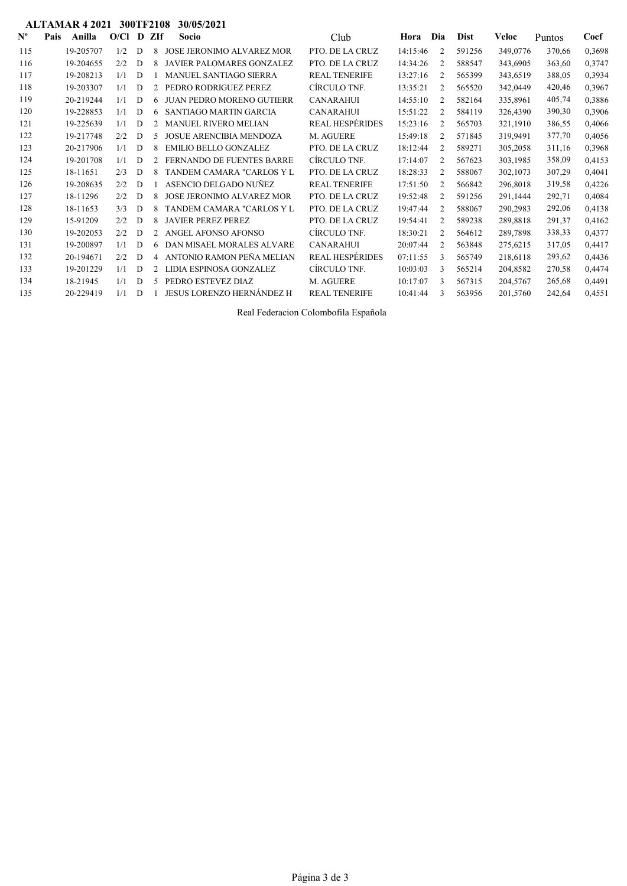**ALTAMAR 4 2021 300TF2108 30/05/2021**

| Nº | Pais | Anilla | O/Cl | D | ZIf | Socio | Club | Hora | Dia | Dist | Veloc | Puntos | Coef |
|---|---|---|---|---|---|---|---|---|---|---|---|---|---|
| 115 | | 19-205707 | 1/2 | D | 8 | JOSE JERONIMO ALVAREZ MOR | PTO. DE LA CRUZ | 14:15:46 | 2 | 591256 | 349,0776 | 370,66 | 0,3698 |
| 116 | | 19-204655 | 2/2 | D | 8 | JAVIER PALOMARES GONZALEZ | PTO. DE LA CRUZ | 14:34:26 | 2 | 588547 | 343,6905 | 363,60 | 0,3747 |
| 117 | | 19-208213 | 1/1 | D | 1 | MANUEL SANTIAGO SIERRA | REAL TENERIFE | 13:27:16 | 2 | 565399 | 343,6519 | 388,05 | 0,3934 |
| 118 | | 19-203307 | 1/1 | D | 2 | PEDRO RODRIGUEZ PEREZ | CÍRCULO TNF. | 13:35:21 | 2 | 565520 | 342,0449 | 420,46 | 0,3967 |
| 119 | | 20-219244 | 1/1 | D | 6 | JUAN PEDRO MORENO GUTIERR | CANARAHUI | 14:55:10 | 2 | 582164 | 335,8961 | 405,74 | 0,3886 |
| 120 | | 19-228853 | 1/1 | D | 6 | SANTIAGO MARTIN GARCIA | CANARAHUI | 15:51:22 | 2 | 584119 | 326,4390 | 390,30 | 0,3906 |
| 121 | | 19-225639 | 1/1 | D | 2 | MANUEL RIVERO MELIAN | REAL HESPÉRIDES | 15:23:16 | 2 | 565703 | 321,1910 | 386,55 | 0,4066 |
| 122 | | 19-217748 | 2/2 | D | 5 | JOSUE ARENCIBIA MENDOZA | M. AGUERE | 15:49:18 | 2 | 571845 | 319,9491 | 377,70 | 0,4056 |
| 123 | | 20-217906 | 1/1 | D | 8 | EMILIO BELLO GONZALEZ | PTO. DE LA CRUZ | 18:12:44 | 2 | 589271 | 305,2058 | 311,16 | 0,3968 |
| 124 | | 19-201708 | 1/1 | D | 2 | FERNANDO DE FUENTES BARRE | CÍRCULO TNF. | 17:14:07 | 2 | 567623 | 303,1985 | 358,09 | 0,4153 |
| 125 | | 18-11651 | 2/3 | D | 8 | TANDEM CAMARA "CARLOS Y L | PTO. DE LA CRUZ | 18:28:33 | 2 | 588067 | 302,1073 | 307,29 | 0,4041 |
| 126 | | 19-208635 | 2/2 | D | 1 | ASENCIO DELGADO NUÑEZ | REAL TENERIFE | 17:51:50 | 2 | 566842 | 296,8018 | 319,58 | 0,4226 |
| 127 | | 18-11296 | 2/2 | D | 8 | JOSE JERONIMO ALVAREZ MOR | PTO. DE LA CRUZ | 19:52:48 | 2 | 591256 | 291,1444 | 292,71 | 0,4084 |
| 128 | | 18-11653 | 3/3 | D | 8 | TANDEM CAMARA "CARLOS Y L | PTO. DE LA CRUZ | 19:47:44 | 2 | 588067 | 290,2983 | 292,06 | 0,4138 |
| 129 | | 15-91209 | 2/2 | D | 8 | JAVIER PEREZ PEREZ | PTO. DE LA CRUZ | 19:54:41 | 2 | 589238 | 289,8818 | 291,37 | 0,4162 |
| 130 | | 19-202053 | 2/2 | D | 2 | ANGEL AFONSO AFONSO | CÍRCULO TNF. | 18:30:21 | 2 | 564612 | 289,7898 | 338,33 | 0,4377 |
| 131 | | 19-200897 | 1/1 | D | 6 | DAN MISAEL MORALES ALVARE | CANARAHUI | 20:07:44 | 2 | 563848 | 275,6215 | 317,05 | 0,4417 |
| 132 | | 20-194671 | 2/2 | D | 4 | ANTONIO RAMON PEÑA MELIAN | REAL HESPÉRIDES | 07:11:55 | 3 | 565749 | 218,6118 | 293,62 | 0,4436 |
| 133 | | 19-201229 | 1/1 | D | 2 | LIDIA ESPINOSA GONZALEZ | CÍRCULO TNF. | 10:03:03 | 3 | 565214 | 204,8582 | 270,58 | 0,4474 |
| 134 | | 18-21945 | 1/1 | D | 5 | PEDRO ESTEVEZ DIAZ | M. AGUERE | 10:17:07 | 3 | 567315 | 204,5767 | 265,68 | 0,4491 |
| 135 | | 20-229419 | 1/1 | D | 1 | JESUS LORENZO HERNÁNDEZ H | REAL TENERIFE | 10:41:44 | 3 | 563956 | 201,5760 | 242,64 | 0,4551 |

Real Federacion Colombofila Española